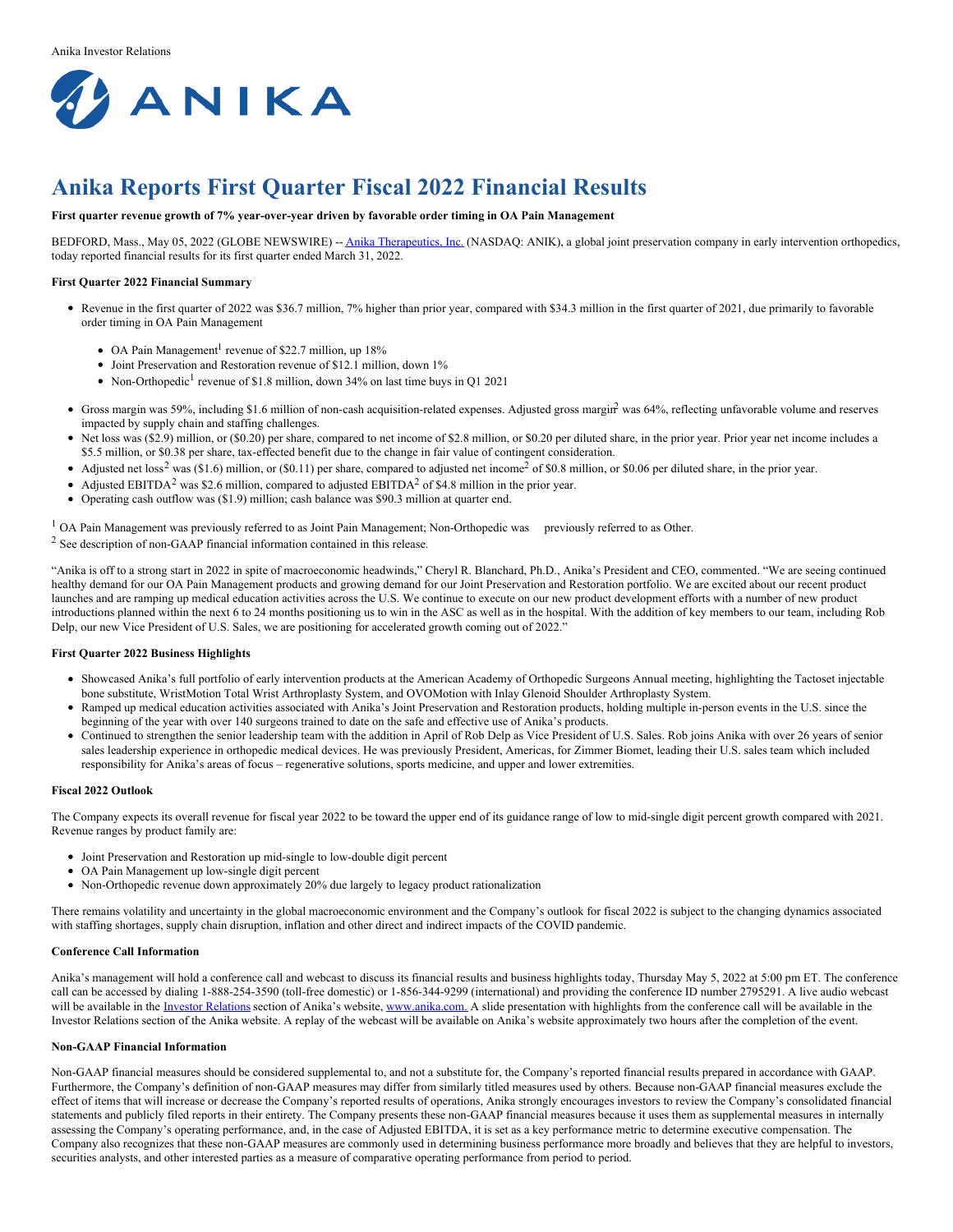Anika Investor Relations

ANIKA

# Anika Reports First Quarter Fiscal 2022 Financial Results

**First quarter revenue growth of 7% year-over-year driven by favorable order timing in OA Pain Management**

BEDFORD, Mass., May 05, 2022 (GLOBE NEWSWIRE) -- Anika Therapeutics, Inc. (NASDAQ: ANIK), a global joint preservation company in early intervention orthopedics, today reported financial results for its first quarter ended March 31, 2022.

**First Quarter 2022 Financial Summary**

- Revenue in the first quarter of 2022 was $36.7 million, 7% higher than prior year, compared with $34.3 million in the first quarter of 2021, due primarily to favorable order timing in OA Pain Management
  - OA Pain Management[1] revenue of $22.7 million, up 18%
  - Joint Preservation and Restoration revenue of $12.1 million, down 1%
  - Non-Orthopedic[1] revenue of $1.8 million, down 34% on last time buys in Q1 2021
- Gross margin was 59%, including $1.6 million of non-cash acquisition-related expenses. Adjusted gross margin[2] was 64%, reflecting unfavorable volume and reserves impacted by supply chain and staffing challenges.
- Net loss was ($2.9) million, or ($0.20) per share, compared to net income of $2.8 million, or $0.20 per diluted share, in the prior year. Prior year net income includes a $5.5 million, or $0.38 per share, tax-effected benefit due to the change in fair value of contingent consideration.
- Adjusted net loss[2] was ($1.6) million, or ($0.11) per share, compared to adjusted net income[2] of $0.8 million, or $0.06 per diluted share, in the prior year.
- Adjusted EBITDA[2] was $2.6 million, compared to adjusted EBITDA[2] of $4.8 million in the prior year.
- Operating cash outflow was ($1.9) million; cash balance was $90.3 million at quarter end.

[1] OA Pain Management was previously referred to as Joint Pain Management; Non-Orthopedic was previously referred to as Other.
[2] See description of non-GAAP financial information contained in this release.

"Anika is off to a strong start in 2022 in spite of macroeconomic headwinds," Cheryl R. Blanchard, Ph.D., Anika's President and CEO, commented. "We are seeing continued healthy demand for our OA Pain Management products and growing demand for our Joint Preservation and Restoration portfolio. We are excited about our recent product launches and are ramping up medical education activities across the U.S. We continue to execute on our new product development efforts with a number of new product introductions planned within the next 6 to 24 months positioning us to win in the ASC as well as in the hospital. With the addition of key members to our team, including Rob Delp, our new Vice President of U.S. Sales, we are positioning for accelerated growth coming out of 2022."

**First Quarter 2022 Business Highlights**

- Showcased Anika's full portfolio of early intervention products at the American Academy of Orthopedic Surgeons Annual meeting, highlighting the Tactoset injectable bone substitute, WristMotion Total Wrist Arthroplasty System, and OVOMotion with Inlay Glenoid Shoulder Arthroplasty System.
- Ramped up medical education activities associated with Anika's Joint Preservation and Restoration products, holding multiple in-person events in the U.S. since the beginning of the year with over 140 surgeons trained to date on the safe and effective use of Anika's products.
- Continued to strengthen the senior leadership team with the addition in April of Rob Delp as Vice President of U.S. Sales. Rob joins Anika with over 26 years of senior sales leadership experience in orthopedic medical devices. He was previously President, Americas, for Zimmer Biomet, leading their U.S. sales team which included responsibility for Anika's areas of focus – regenerative solutions, sports medicine, and upper and lower extremities.

**Fiscal 2022 Outlook**

The Company expects its overall revenue for fiscal year 2022 to be toward the upper end of its guidance range of low to mid-single digit percent growth compared with 2021. Revenue ranges by product family are:

- Joint Preservation and Restoration up mid-single to low-double digit percent
- OA Pain Management up low-single digit percent
- Non-Orthopedic revenue down approximately 20% due largely to legacy product rationalization

There remains volatility and uncertainty in the global macroeconomic environment and the Company's outlook for fiscal 2022 is subject to the changing dynamics associated with staffing shortages, supply chain disruption, inflation and other direct and indirect impacts of the COVID pandemic.

**Conference Call Information**

Anika's management will hold a conference call and webcast to discuss its financial results and business highlights today, Thursday May 5, 2022 at 5:00 pm ET. The conference call can be accessed by dialing 1-888-254-3590 (toll-free domestic) or 1-856-344-9299 (international) and providing the conference ID number 2795291. A live audio webcast will be available in the Investor Relations section of Anika's website, www.anika.com. A slide presentation with highlights from the conference call will be available in the Investor Relations section of the Anika website. A replay of the webcast will be available on Anika's website approximately two hours after the completion of the event.

**Non-GAAP Financial Information**

Non-GAAP financial measures should be considered supplemental to, and not a substitute for, the Company's reported financial results prepared in accordance with GAAP. Furthermore, the Company's definition of non-GAAP measures may differ from similarly titled measures used by others. Because non-GAAP financial measures exclude the effect of items that will increase or decrease the Company's reported results of operations, Anika strongly encourages investors to review the Company's consolidated financial statements and publicly filed reports in their entirety. The Company presents these non-GAAP financial measures because it uses them as supplemental measures in internally assessing the Company's operating performance, and, in the case of Adjusted EBITDA, it is set as a key performance metric to determine executive compensation. The Company also recognizes that these non-GAAP measures are commonly used in determining business performance more broadly and believes that they are helpful to investors, securities analysts, and other interested parties as a measure of comparative operating performance from period to period.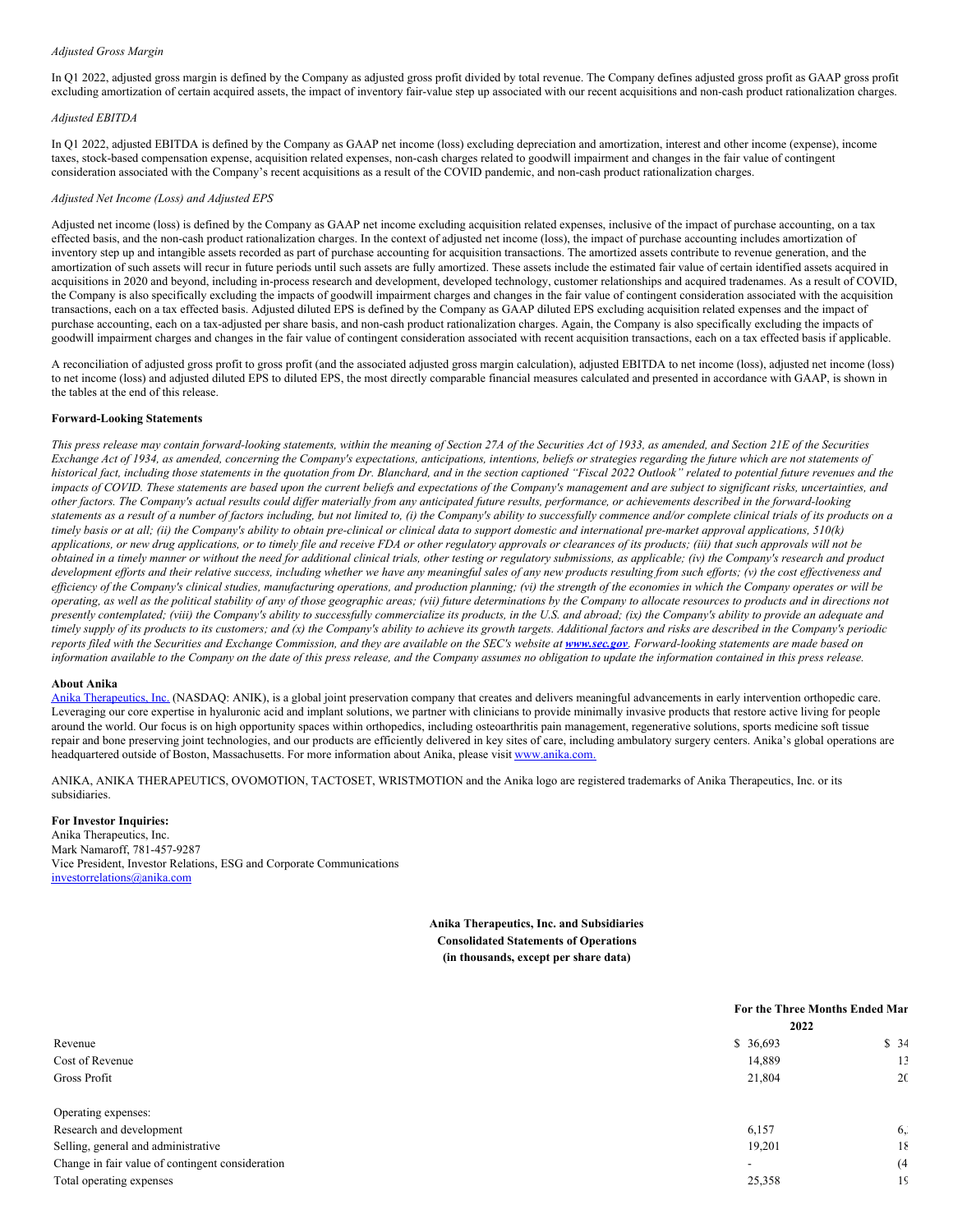*Adjusted Gross Margin*

In Q1 2022, adjusted gross margin is defined by the Company as adjusted gross profit divided by total revenue. The Company defines adjusted gross profit as GAAP gross profit excluding amortization of certain acquired assets, the impact of inventory fair-value step up associated with our recent acquisitions and non-cash product rationalization charges.

*Adjusted EBITDA*

In Q1 2022, adjusted EBITDA is defined by the Company as GAAP net income (loss) excluding depreciation and amortization, interest and other income (expense), income taxes, stock-based compensation expense, acquisition related expenses, non-cash charges related to goodwill impairment and changes in the fair value of contingent consideration associated with the Company's recent acquisitions as a result of the COVID pandemic, and non-cash product rationalization charges.

*Adjusted Net Income (Loss) and Adjusted EPS*

Adjusted net income (loss) is defined by the Company as GAAP net income excluding acquisition related expenses, inclusive of the impact of purchase accounting, on a tax effected basis, and the non-cash product rationalization charges. In the context of adjusted net income (loss), the impact of purchase accounting includes amortization of inventory step up and intangible assets recorded as part of purchase accounting for acquisition transactions. The amortized assets contribute to revenue generation, and the amortization of such assets will recur in future periods until such assets are fully amortized. These assets include the estimated fair value of certain identified assets acquired in acquisitions in 2020 and beyond, including in-process research and development, developed technology, customer relationships and acquired tradenames. As a result of COVID, the Company is also specifically excluding the impacts of goodwill impairment charges and changes in the fair value of contingent consideration associated with the acquisition transactions, each on a tax effected basis. Adjusted diluted EPS is defined by the Company as GAAP diluted EPS excluding acquisition related expenses and the impact of purchase accounting, each on a tax-adjusted per share basis, and non-cash product rationalization charges. Again, the Company is also specifically excluding the impacts of goodwill impairment charges and changes in the fair value of contingent consideration associated with recent acquisition transactions, each on a tax effected basis if applicable.

A reconciliation of adjusted gross profit to gross profit (and the associated adjusted gross margin calculation), adjusted EBITDA to net income (loss), adjusted net income (loss) to net income (loss) and adjusted diluted EPS to diluted EPS, the most directly comparable financial measures calculated and presented in accordance with GAAP, is shown in the tables at the end of this release.

**Forward-Looking Statements**

*This press release may contain forward-looking statements, within the meaning of Section 27A of the Securities Act of 1933, as amended, and Section 21E of the Securities Exchange Act of 1934, as amended, concerning the Company's expectations, anticipations, intentions, beliefs or strategies regarding the future which are not statements of historical fact, including those statements in the quotation from Dr. Blanchard, and in the section captioned "Fiscal 2022 Outlook" related to potential future revenues and the impacts of COVID. These statements are based upon the current beliefs and expectations of the Company's management and are subject to significant risks, uncertainties, and other factors. The Company's actual results could differ materially from any anticipated future results, performance, or achievements described in the forward-looking statements as a result of a number of factors including, but not limited to, (i) the Company's ability to successfully commence and/or complete clinical trials of its products on a timely basis or at all; (ii) the Company's ability to obtain pre-clinical or clinical data to support domestic and international pre-market approval applications, 510(k) applications, or new drug applications, or to timely file and receive FDA or other regulatory approvals or clearances of its products; (iii) that such approvals will not be obtained in a timely manner or without the need for additional clinical trials, other testing or regulatory submissions, as applicable; (iv) the Company's research and product development efforts and their relative success, including whether we have any meaningful sales of any new products resulting from such efforts; (v) the cost effectiveness and efficiency of the Company's clinical studies, manufacturing operations, and production planning; (vi) the strength of the economies in which the Company operates or will be operating, as well as the political stability of any of those geographic areas; (vii) future determinations by the Company to allocate resources to products and in directions not presently contemplated; (viii) the Company's ability to successfully commercialize its products, in the U.S. and abroad; (ix) the Company's ability to provide an adequate and timely supply of its products to its customers; and (x) the Company's ability to achieve its growth targets. Additional factors and risks are described in the Company's periodic reports filed with the Securities and Exchange Commission, and they are available on the SEC's website at **www.sec.gov**. Forward-looking statements are made based on information available to the Company on the date of this press release, and the Company assumes no obligation to update the information contained in this press release.*

**About Anika**

Anika Therapeutics, Inc. (NASDAQ: ANIK), is a global joint preservation company that creates and delivers meaningful advancements in early intervention orthopedic care. Leveraging our core expertise in hyaluronic acid and implant solutions, we partner with clinicians to provide minimally invasive products that restore active living for people around the world. Our focus is on high opportunity spaces within orthopedics, including osteoarthritis pain management, regenerative solutions, sports medicine soft tissue repair and bone preserving joint technologies, and our products are efficiently delivered in key sites of care, including ambulatory surgery centers. Anika's global operations are headquartered outside of Boston, Massachusetts. For more information about Anika, please visit www.anika.com.

ANIKA, ANIKA THERAPEUTICS, OVOMOTION, TACTOSET, WRISTMOTION and the Anika logo are registered trademarks of Anika Therapeutics, Inc. or its subsidiaries.

**For Investor Inquiries:**
Anika Therapeutics, Inc.
Mark Namaroff, 781-457-9287
Vice President, Investor Relations, ESG and Corporate Communications
investorrelations@anika.com

**Anika Therapeutics, Inc. and Subsidiaries**
**Consolidated Statements of Operations**
**(in thousands, except per share data)**

| | For the Three Months Ended Mar | |
|---|---|---|
| | 2022 | |
| Revenue | $ 36,693 | $ 34 |
| Cost of Revenue | 14,889 | 13 |
| Gross Profit | 21,804 | 20 |
| | | |
| Operating expenses: | | |
| Research and development | 6,157 | 6, |
| Selling, general and administrative | 19,201 | 18 |
| Change in fair value of contingent consideration | - | (4 |
| Total operating expenses | 25,358 | 19 |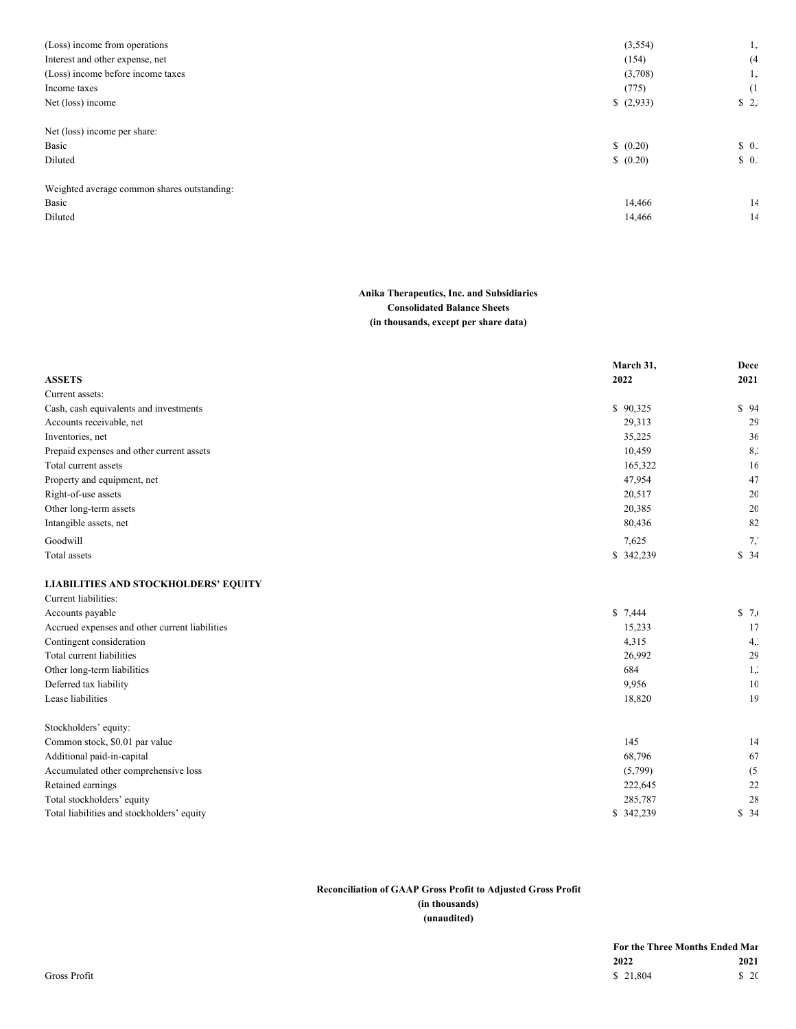| | | |
|---|---|---|
| (Loss) income from operations | (3,554) | 1,: |
| Interest and other expense, net | (154) | (4 |
| (Loss) income before income taxes | (3,708) | 1,: |
| Income taxes | (775) | (1 |
| Net (loss) income | $ (2,933) | $ 2,: |
| | | |
| Net (loss) income per share: | | |
| Basic | $ (0.20) | $ 0.: |
| Diluted | $ (0.20) | $ 0.: |
| | | |
| Weighted average common shares outstanding: | | |
| Basic | 14,466 | 14 |
| Diluted | 14,466 | 14 |

**Anika Therapeutics, Inc. and Subsidiaries**
**Consolidated Balance Sheets**
**(in thousands, except per share data)**

| | March 31, 2022 | Dece 2021 |
|---|---|---|
| **ASSETS** | | |
| Current assets: | | |
| Cash, cash equivalents and investments | $ 90,325 | $ 94 |
| Accounts receivable, net | 29,313 | 29 |
| Inventories, net | 35,225 | 36 |
| Prepaid expenses and other current assets | 10,459 | 8,: |
| Total current assets | 165,322 | 16 |
| Property and equipment, net | 47,954 | 47 |
| Right-of-use assets | 20,517 | 20 |
| Other long-term assets | 20,385 | 20 |
| Intangible assets, net | 80,436 | 82 |
| Goodwill | 7,625 | 7,' |
| Total assets | $ 342,239 | $ 34 |
| | | |
| **LIABILITIES AND STOCKHOLDERS' EQUITY** | | |
| Current liabilities: | | |
| Accounts payable | $ 7,444 | $ 7,( |
| Accrued expenses and other current liabilities | 15,233 | 17 |
| Contingent consideration | 4,315 | 4,: |
| Total current liabilities | 26,992 | 29 |
| Other long-term liabilities | 684 | 1,: |
| Deferred tax liability | 9,956 | 10 |
| Lease liabilities | 18,820 | 19 |
| | | |
| Stockholders' equity: | | |
| Common stock, $0.01 par value | 145 | 14 |
| Additional paid-in-capital | 68,796 | 67 |
| Accumulated other comprehensive loss | (5,799) | (5. |
| Retained earnings | 222,645 | 22 |
| Total stockholders' equity | 285,787 | 28 |
| Total liabilities and stockholders' equity | $ 342,239 | $ 34 |

**Reconciliation of GAAP Gross Profit to Adjusted Gross Profit**
**(in thousands)**
**(unaudited)**

| | For the Three Months Ended Mar | |
|---|---|---|
| | 2022 | 2021 |
| Gross Profit | $ 21,804 | $ 2( |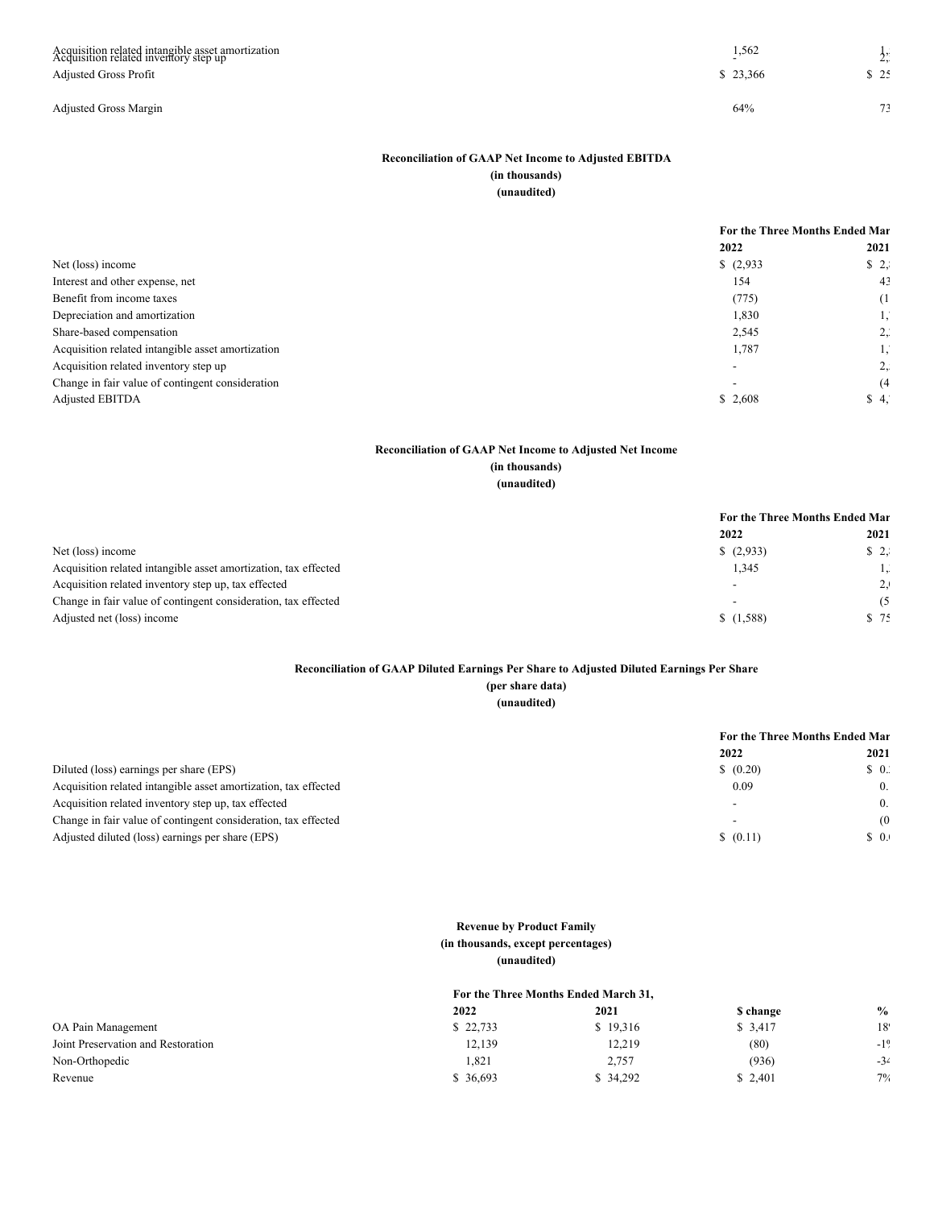| | | |
|---|---|---|
| Acquisition related intangible asset amortization | 1,562 | 1, |
| Acquisition related inventory step up | - | 2, |
| Adjusted Gross Profit | $ 23,366 | $ 25 |
| Adjusted Gross Margin | 64% | 73 |

**Reconciliation of GAAP Net Income to Adjusted EBITDA**
**(in thousands)**
**(unaudited)**

| | For the Three Months Ended Mar | |
|---|---|---|
| | 2022 | 2021 |
| Net (loss) income | $ (2,933 | $ 2, |
| Interest and other expense, net | 154 | 43 |
| Benefit from income taxes | (775) | (1 |
| Depreciation and amortization | 1,830 | 1, |
| Share-based compensation | 2,545 | 2, |
| Acquisition related intangible asset amortization | 1,787 | 1, |
| Acquisition related inventory step up | - | 2, |
| Change in fair value of contingent consideration | - | (4 |
| Adjusted EBITDA | $ 2,608 | $ 4, |

**Reconciliation of GAAP Net Income to Adjusted Net Income**
**(in thousands)**
**(unaudited)**

| | For the Three Months Ended Mar | |
|---|---|---|
| | 2022 | 2021 |
| Net (loss) income | $ (2,933) | $ 2, |
| Acquisition related intangible asset amortization, tax effected | 1,345 | 1, |
| Acquisition related inventory step up, tax effected | - | 2, |
| Change in fair value of contingent consideration, tax effected | - | (5 |
| Adjusted net (loss) income | $ (1,588) | $ 75 |

**Reconciliation of GAAP Diluted Earnings Per Share to Adjusted Diluted Earnings Per Share**
**(per share data)**
**(unaudited)**

| | For the Three Months Ended Mar | |
|---|---|---|
| | 2022 | 2021 |
| Diluted (loss) earnings per share (EPS) | $ (0.20) | $ 0. |
| Acquisition related intangible asset amortization, tax effected | 0.09 | 0. |
| Acquisition related inventory step up, tax effected | - | 0. |
| Change in fair value of contingent consideration, tax effected | - | (0 |
| Adjusted diluted (loss) earnings per share (EPS) | $ (0.11) | $ 0. |

**Revenue by Product Family**
**(in thousands, except percentages)**
**(unaudited)**

| | For the Three Months Ended March 31, | | | |
|---|---|---|---|---|
| | 2022 | 2021 | $ change | % |
| OA Pain Management | $ 22,733 | $ 19,316 | $ 3,417 | 18 |
| Joint Preservation and Restoration | 12,139 | 12,219 | (80) | -1 |
| Non-Orthopedic | 1,821 | 2,757 | (936) | -3 |
| Revenue | $ 36,693 | $ 34,292 | $ 2,401 | 7% |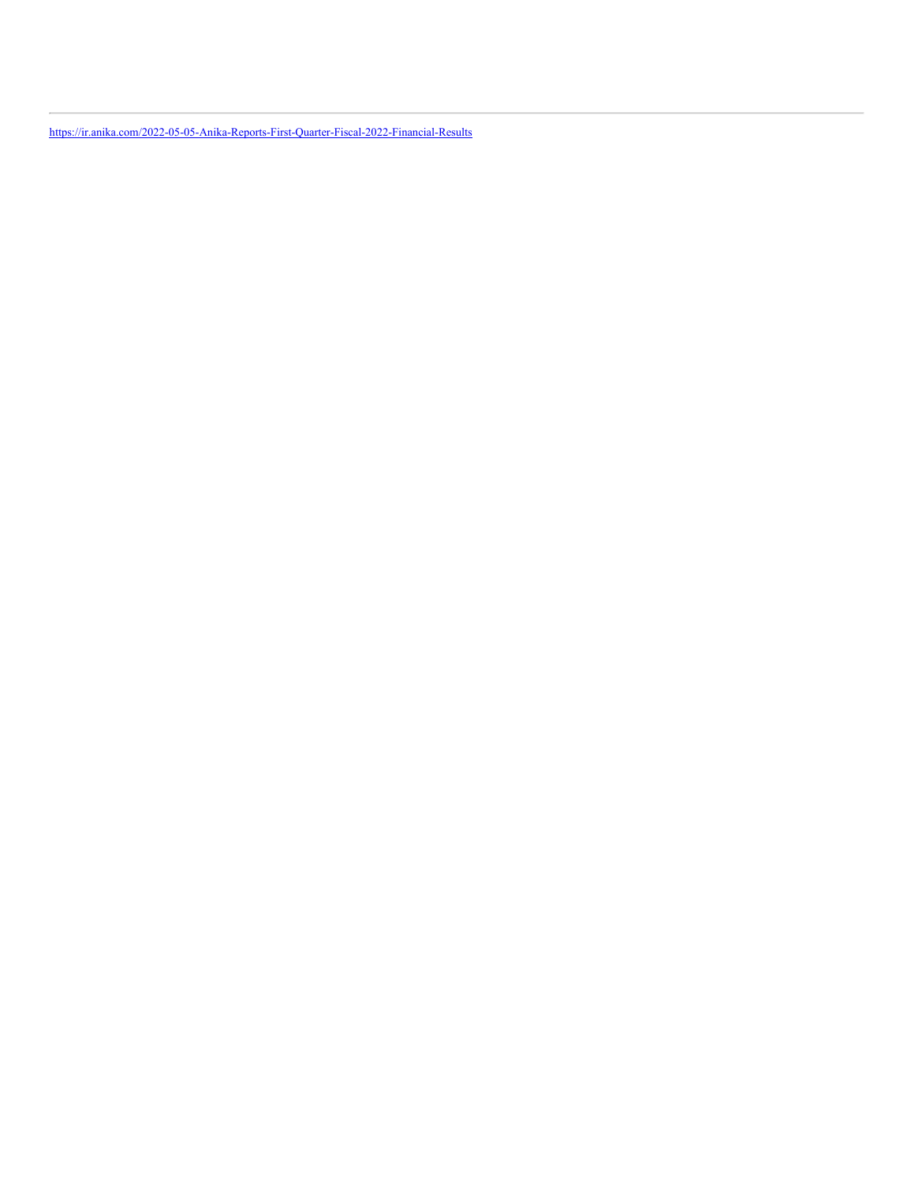---

https://ir.anika.com/2022-05-05-Anika-Reports-First-Quarter-Fiscal-2022-Financial-Results